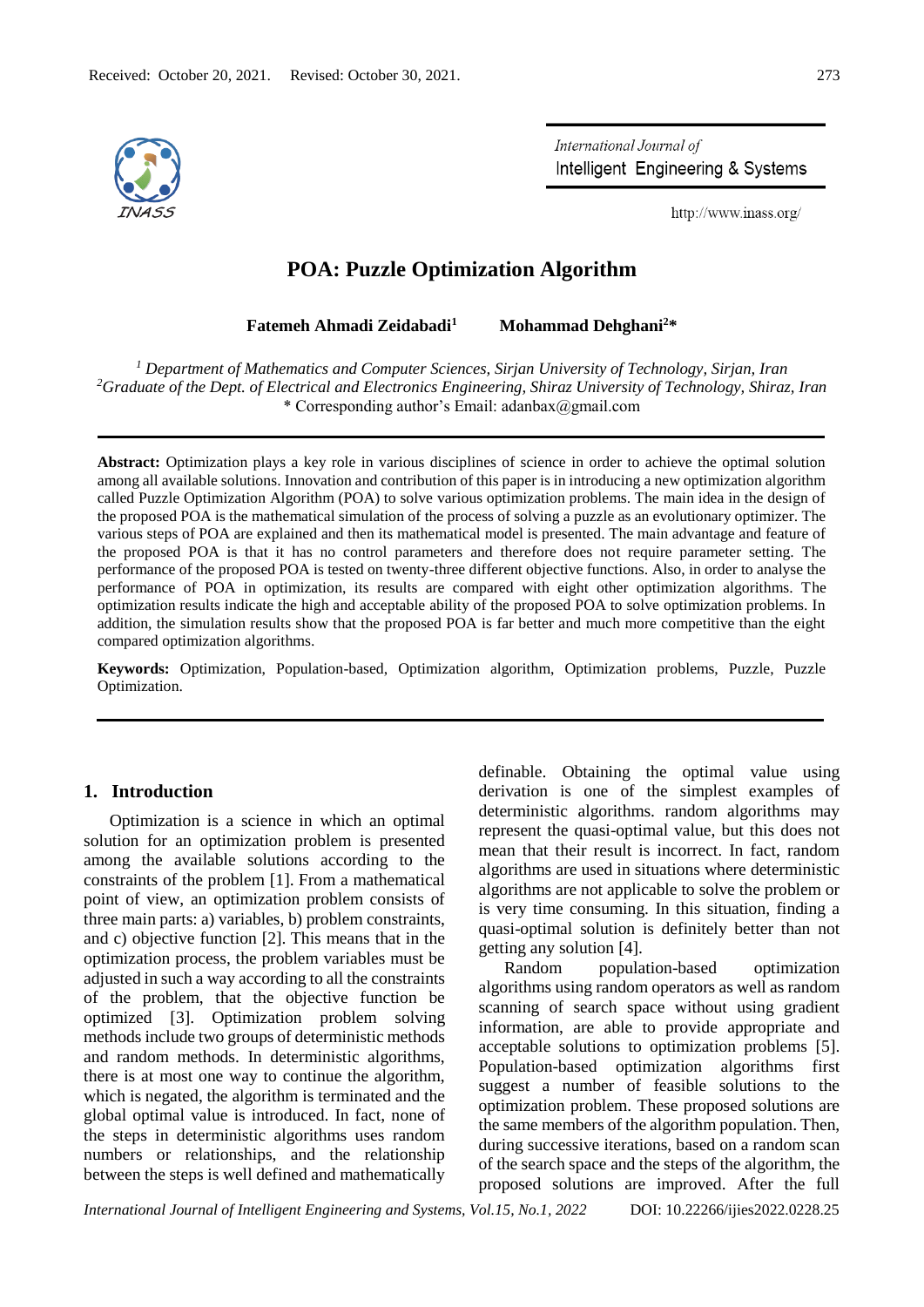Received: October 20, 2021. Revised: October 30, 2021.

# POA: Puzzle Optimization Algorithm

**Fatemeh Ahmadi Zeidabadi[1]** **Mohammad Dehghani[2]***

[1] *Department of Mathematics and Computer Sciences, Sirjan University of Technology, Sirjan, Iran*
[2] *Graduate of the Dept. of Electrical and Electronics Engineering, Shiraz University of Technology, Shiraz, Iran*
\* Corresponding author's Email: adanbax@gmail.com

**Abstract:** Optimization plays a key role in various disciplines of science in order to achieve the optimal solution among all available solutions. Innovation and contribution of this paper is in introducing a new optimization algorithm called Puzzle Optimization Algorithm (POA) to solve various optimization problems. The main idea in the design of the proposed POA is the mathematical simulation of the process of solving a puzzle as an evolutionary optimizer. The various steps of POA are explained and then its mathematical model is presented. The main advantage and feature of the proposed POA is that it has no control parameters and therefore does not require parameter setting. The performance of the proposed POA is tested on twenty-three different objective functions. Also, in order to analyse the performance of POA in optimization, its results are compared with eight other optimization algorithms. The optimization results indicate the high and acceptable ability of the proposed POA to solve optimization problems. In addition, the simulation results show that the proposed POA is far better and much more competitive than the eight compared optimization algorithms.

**Keywords:** Optimization, Population-based, Optimization algorithm, Optimization problems, Puzzle, Puzzle Optimization.

## 1. Introduction

Optimization is a science in which an optimal solution for an optimization problem is presented among the available solutions according to the constraints of the problem [1]. From a mathematical point of view, an optimization problem consists of three main parts: a) variables, b) problem constraints, and c) objective function [2]. This means that in the optimization process, the problem variables must be adjusted in such a way according to all the constraints of the problem, that the objective function be optimized [3]. Optimization problem solving methods include two groups of deterministic methods and random methods. In deterministic algorithms, there is at most one way to continue the algorithm, which is negated, the algorithm is terminated and the global optimal value is introduced. In fact, none of the steps in deterministic algorithms uses random numbers or relationships, and the relationship between the steps is well defined and mathematically definable. Obtaining the optimal value using derivation is one of the simplest examples of deterministic algorithms. random algorithms may represent the quasi-optimal value, but this does not mean that their result is incorrect. In fact, random algorithms are used in situations where deterministic algorithms are not applicable to solve the problem or is very time consuming. In this situation, finding a quasi-optimal solution is definitely better than not getting any solution [4].

Random population-based optimization algorithms using random operators as well as random scanning of search space without using gradient information, are able to provide appropriate and acceptable solutions to optimization problems [5]. Population-based optimization algorithms first suggest a number of feasible solutions to the optimization problem. These proposed solutions are the same members of the algorithm population. Then, during successive iterations, based on a random scan of the search space and the steps of the algorithm, the proposed solutions are improved. After the full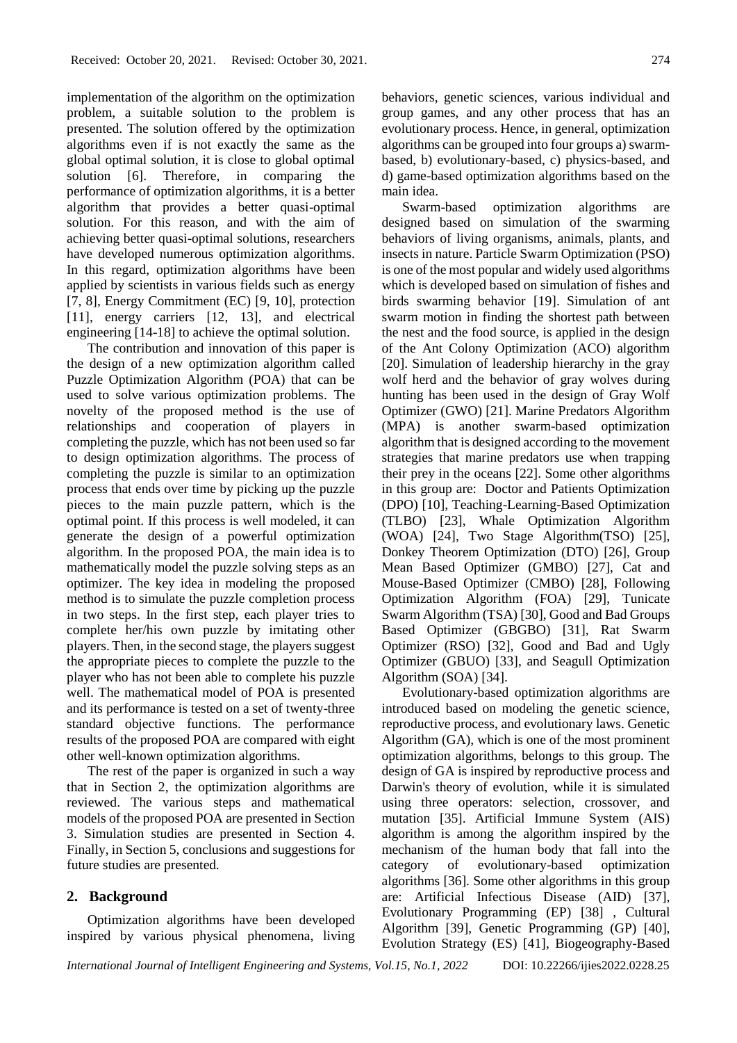implementation of the algorithm on the optimization problem, a suitable solution to the problem is presented. The solution offered by the optimization algorithms even if is not exactly the same as the global optimal solution, it is close to global optimal solution [6]. Therefore, in comparing the performance of optimization algorithms, it is a better algorithm that provides a better quasi-optimal solution. For this reason, and with the aim of achieving better quasi-optimal solutions, researchers have developed numerous optimization algorithms. In this regard, optimization algorithms have been applied by scientists in various fields such as energy [7, 8], Energy Commitment (EC) [9, 10], protection [11], energy carriers [12, 13], and electrical engineering [14-18] to achieve the optimal solution.

The contribution and innovation of this paper is the design of a new optimization algorithm called Puzzle Optimization Algorithm (POA) that can be used to solve various optimization problems. The novelty of the proposed method is the use of relationships and cooperation of players in completing the puzzle, which has not been used so far to design optimization algorithms. The process of completing the puzzle is similar to an optimization process that ends over time by picking up the puzzle pieces to the main puzzle pattern, which is the optimal point. If this process is well modeled, it can generate the design of a powerful optimization algorithm. In the proposed POA, the main idea is to mathematically model the puzzle solving steps as an optimizer. The key idea in modeling the proposed method is to simulate the puzzle completion process in two steps. In the first step, each player tries to complete her/his own puzzle by imitating other players. Then, in the second stage, the players suggest the appropriate pieces to complete the puzzle to the player who has not been able to complete his puzzle well. The mathematical model of POA is presented and its performance is tested on a set of twenty-three standard objective functions. The performance results of the proposed POA are compared with eight other well-known optimization algorithms.

The rest of the paper is organized in such a way that in Section 2, the optimization algorithms are reviewed. The various steps and mathematical models of the proposed POA are presented in Section 3. Simulation studies are presented in Section 4. Finally, in Section 5, conclusions and suggestions for future studies are presented.

## 2. Background

Optimization algorithms have been developed inspired by various physical phenomena, living behaviors, genetic sciences, various individual and group games, and any other process that has an evolutionary process. Hence, in general, optimization algorithms can be grouped into four groups a) swarm-based, b) evolutionary-based, c) physics-based, and d) game-based optimization algorithms based on the main idea.

Swarm-based optimization algorithms are designed based on simulation of the swarming behaviors of living organisms, animals, plants, and insects in nature. Particle Swarm Optimization (PSO) is one of the most popular and widely used algorithms which is developed based on simulation of fishes and birds swarming behavior [19]. Simulation of ant swarm motion in finding the shortest path between the nest and the food source, is applied in the design of the Ant Colony Optimization (ACO) algorithm [20]. Simulation of leadership hierarchy in the gray wolf herd and the behavior of gray wolves during hunting has been used in the design of Gray Wolf Optimizer (GWO) [21]. Marine Predators Algorithm (MPA) is another swarm-based optimization algorithm that is designed according to the movement strategies that marine predators use when trapping their prey in the oceans [22]. Some other algorithms in this group are: Doctor and Patients Optimization (DPO) [10], Teaching-Learning-Based Optimization (TLBO) [23], Whale Optimization Algorithm (WOA) [24], Two Stage Algorithm(TSO) [25], Donkey Theorem Optimization (DTO) [26], Group Mean Based Optimizer (GMBO) [27], Cat and Mouse-Based Optimizer (CMBO) [28], Following Optimization Algorithm (FOA) [29], Tunicate Swarm Algorithm (TSA) [30], Good and Bad Groups Based Optimizer (GBGBO) [31], Rat Swarm Optimizer (RSO) [32], Good and Bad and Ugly Optimizer (GBUO) [33], and Seagull Optimization Algorithm (SOA) [34].

Evolutionary-based optimization algorithms are introduced based on modeling the genetic science, reproductive process, and evolutionary laws. Genetic Algorithm (GA), which is one of the most prominent optimization algorithms, belongs to this group. The design of GA is inspired by reproductive process and Darwin's theory of evolution, while it is simulated using three operators: selection, crossover, and mutation [35]. Artificial Immune System (AIS) algorithm is among the algorithm inspired by the mechanism of the human body that fall into the category of evolutionary-based optimization algorithms [36]. Some other algorithms in this group are: Artificial Infectious Disease (AID) [37], Evolutionary Programming (EP) [38] , Cultural Algorithm [39], Genetic Programming (GP) [40], Evolution Strategy (ES) [41], Biogeography-Based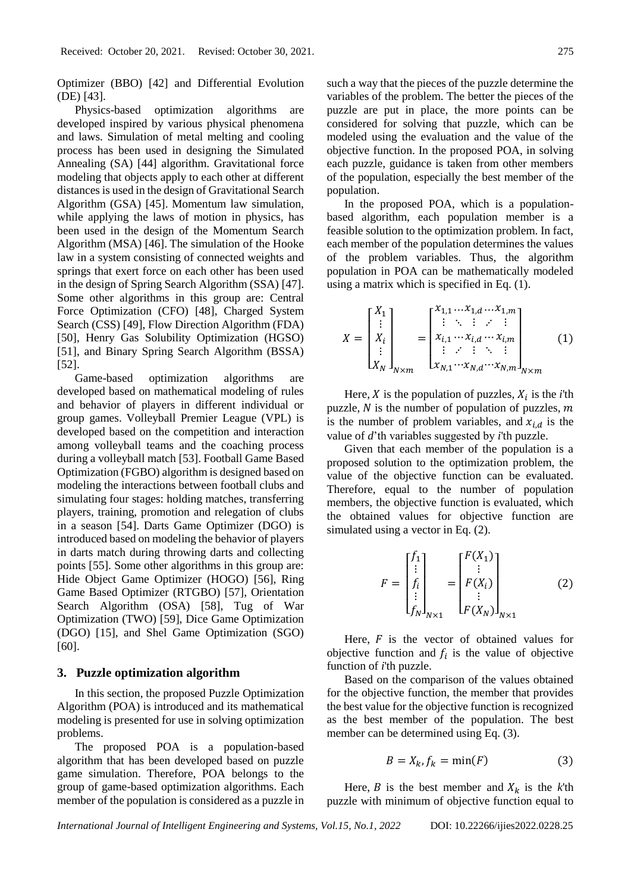Optimizer (BBO) [42] and Differential Evolution (DE) [43].

Physics-based optimization algorithms are developed inspired by various physical phenomena and laws. Simulation of metal melting and cooling process has been used in designing the Simulated Annealing (SA) [44] algorithm. Gravitational force modeling that objects apply to each other at different distances is used in the design of Gravitational Search Algorithm (GSA) [45]. Momentum law simulation, while applying the laws of motion in physics, has been used in the design of the Momentum Search Algorithm (MSA) [46]. The simulation of the Hooke law in a system consisting of connected weights and springs that exert force on each other has been used in the design of Spring Search Algorithm (SSA) [47]. Some other algorithms in this group are: Central Force Optimization (CFO) [48], Charged System Search (CSS) [49], Flow Direction Algorithm (FDA) [50], Henry Gas Solubility Optimization (HGSO) [51], and Binary Spring Search Algorithm (BSSA) [52].

Game-based optimization algorithms are developed based on mathematical modeling of rules and behavior of players in different individual or group games. Volleyball Premier League (VPL) is developed based on the competition and interaction among volleyball teams and the coaching process during a volleyball match [53]. Football Game Based Optimization (FGBO) algorithm is designed based on modeling the interactions between football clubs and simulating four stages: holding matches, transferring players, training, promotion and relegation of clubs in a season [54]. Darts Game Optimizer (DGO) is introduced based on modeling the behavior of players in darts match during throwing darts and collecting points [55]. Some other algorithms in this group are: Hide Object Game Optimizer (HOGO) [56], Ring Game Based Optimizer (RTGBO) [57], Orientation Search Algorithm (OSA) [58], Tug of War Optimization (TWO) [59], Dice Game Optimization (DGO) [15], and Shel Game Optimization (SGO) [60].

## 3. Puzzle optimization algorithm

In this section, the proposed Puzzle Optimization Algorithm (POA) is introduced and its mathematical modeling is presented for use in solving optimization problems.

The proposed POA is a population-based algorithm that has been developed based on puzzle game simulation. Therefore, POA belongs to the group of game-based optimization algorithms. Each member of the population is considered as a puzzle in such a way that the pieces of the puzzle determine the variables of the problem. The better the pieces of the puzzle are put in place, the more points can be considered for solving that puzzle, which can be modeled using the evaluation and the value of the objective function. In the proposed POA, in solving each puzzle, guidance is taken from other members of the population, especially the best member of the population.

In the proposed POA, which is a population-based algorithm, each population member is a feasible solution to the optimization problem. In fact, each member of the population determines the values of the problem variables. Thus, the algorithm population in POA can be mathematically modeled using a matrix which is specified in Eq. (1).

$$X = \begin{bmatrix} X_1 \\ \vdots \\ X_i \\ \vdots \\ X_N \end{bmatrix}_{N \times m} = \begin{bmatrix} x_{1,1} \cdots x_{1,d} \cdots x_{1,m} \\ \vdots \quad \ddots \quad \vdots \quad \iddots \quad \vdots \\ x_{i,1} \cdots x_{i,d} \cdots x_{i,m} \\ \vdots \quad \iddots \quad \vdots \quad \ddots \quad \vdots \\ x_{N,1} \cdots x_{N,d} \cdots x_{N,m} \end{bmatrix}_{N \times m} \tag{1}$$

Here, $X$ is the population of puzzles, $X_i$ is the *i*'th puzzle, $N$ is the number of population of puzzles, $m$ is the number of problem variables, and $x_{i,d}$ is the value of $d$'th variables suggested by *i*'th puzzle.

Given that each member of the population is a proposed solution to the optimization problem, the value of the objective function can be evaluated. Therefore, equal to the number of population members, the objective function is evaluated, which the obtained values for objective function are simulated using a vector in Eq. (2).

$$F = \begin{bmatrix} f_1 \\ \vdots \\ f_i \\ \vdots \\ f_N \end{bmatrix}_{N \times 1} = \begin{bmatrix} F(X_1) \\ \vdots \\ F(X_i) \\ \vdots \\ F(X_N) \end{bmatrix}_{N \times 1} \tag{2}$$

Here, $F$ is the vector of obtained values for objective function and $f_i$ is the value of objective function of *i*'th puzzle.

Based on the comparison of the values obtained for the objective function, the member that provides the best value for the objective function is recognized as the best member of the population. The best member can be determined using Eq. (3).

$$B = X_k, f_k = \min(F) \tag{3}$$

Here, $B$ is the best member and $X_k$ is the *k*'th puzzle with minimum of objective function equal to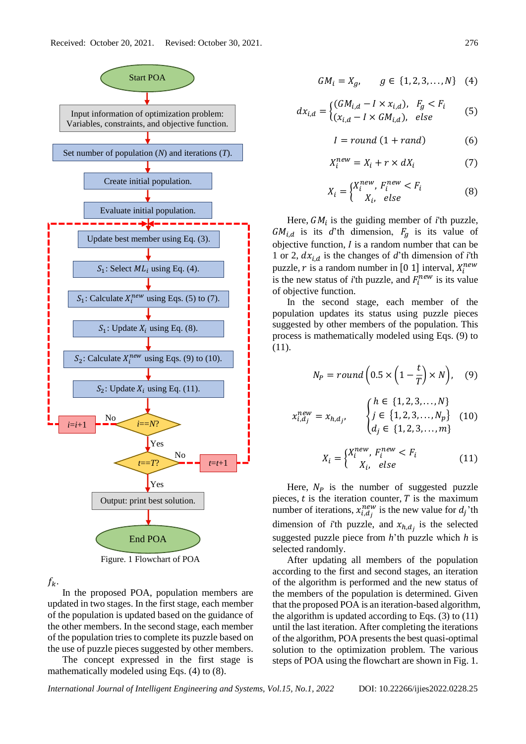Figure. 1 Flowchart of POA

$f_k$.

In the proposed POA, population members are updated in two stages. In the first stage, each member of the population is updated based on the guidance of the other members. In the second stage, each member of the population tries to complete its puzzle based on the use of puzzle pieces suggested by other members.

The concept expressed in the first stage is mathematically modeled using Eqs. (4) to (8).

$$GM_i = X_g, \quad g \in \{1, 2, 3, \ldots, N\} \quad (4)$$

$$dx_{i,d} = \begin{cases} (GM_{i,d} - I \times x_{i,d}), & F_g < F_i \\ (x_{i,d} - I \times GM_{i,d}), & else \end{cases} \quad (5)$$

$$I = round\ (1 + rand) \quad (6)$$

$$X_i^{new} = X_i + r \times dX_i \quad (7)$$

$$X_i = \begin{cases} X_i^{new}, & F_i^{new} < F_i \\ X_i, & else \end{cases} \quad (8)$$

Here, $GM_i$ is the guiding member of $i$'th puzzle, $GM_{i,d}$ is its $d$'th dimension, $F_g$ is its value of objective function, $I$ is a random number that can be 1 or 2, $dx_{i,d}$ is the changes of $d$'th dimension of $i$'th puzzle, $r$ is a random number in [0 1] interval, $X_i^{new}$ is the new status of $i$'th puzzle, and $F_i^{new}$ is its value of objective function.

In the second stage, each member of the population updates its status using puzzle pieces suggested by other members of the population. This process is mathematically modeled using Eqs. (9) to (11).

$$N_P = round\left(0.5 \times \left(1 - \frac{t}{T}\right) \times N\right), \quad (9)$$

$$x_{i,d_j}^{new} = x_{h,d_j}, \quad \begin{cases} h \in \{1, 2, 3, \ldots, N\} \\ j \in \{1, 2, 3, \ldots, N_p\} \\ d_j \in \{1, 2, 3, \ldots, m\} \end{cases} \quad (10)$$

$$X_i = \begin{cases} X_i^{new}, & F_i^{new} < F_i \\ X_i, & else \end{cases} \quad (11)$$

Here, $N_P$ is the number of suggested puzzle pieces, $t$ is the iteration counter, $T$ is the maximum number of iterations, $x_{i,d_j}^{new}$ is the new value for $d_j$'th dimension of $i$'th puzzle, and $x_{h,d_j}$ is the selected suggested puzzle piece from $h$'th puzzle which $h$ is selected randomly.

After updating all members of the population according to the first and second stages, an iteration of the algorithm is performed and the new status of the members of the population is determined. Given that the proposed POA is an iteration-based algorithm, the algorithm is updated according to Eqs. (3) to (11) until the last iteration. After completing the iterations of the algorithm, POA presents the best quasi-optimal solution to the optimization problem. The various steps of POA using the flowchart are shown in Fig. 1.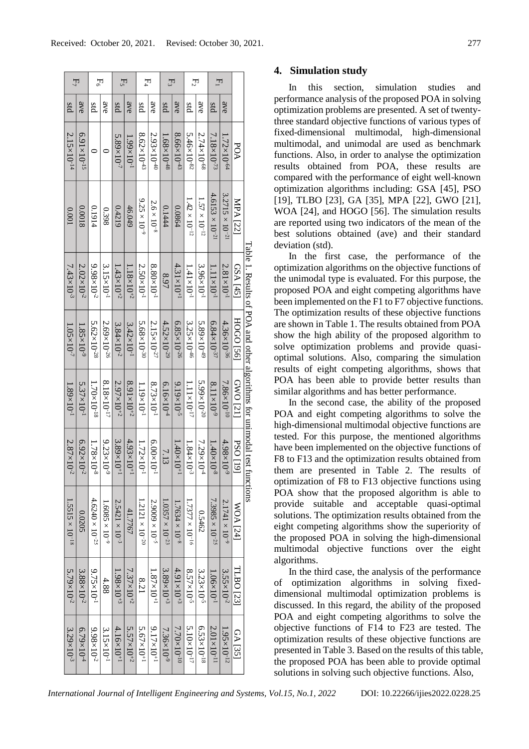Table 1. Results of POA and other algorithms for unimodal test functions

| | | POA | MPA [22] | GSA [45] | HOGO [56] | GWO [21] | PSO [19] | WOA [24] | TLBO [23] | GA [35] |
|---|---|---|---|---|---|---|---|---|---|---|
| $F_1$ | ave | $1.72\times10^{-64}$ | $3.2715\times10^{-21}$ | $2.81\times10^{-1}$ | $4.36\times10^{-36}$ | $7.86\times10^{-10}$ | $4.98\times10^{-9}$ | $2.1741\times10^{-9}$ | $3.55\times10^{-2}$ | $1.95\times10^{-12}$ |
| | std | $7.18\times10^{-73}$ | $4.6153\times10^{-21}$ | $1.11\times10^{-1}$ | $6.84\times10^{-37}$ | $8.11\times10^{-9}$ | $1.40\times10^{-8}$ | $7.3985\times10^{-25}$ | $1.06\times10^{-1}$ | $2.01\times10^{-11}$ |
| $F_2$ | ave | $2.74\times10^{-68}$ | $1.57\times10^{-12}$ | $3.96\times10^{-1}$ | $5.89\times10^{-49}$ | $5.99\times10^{-20}$ | $7.29\times10^{-4}$ | $0.5462$ | $3.23\times10^{-5}$ | $6.53\times10^{-18}$ |
| | std | $5.46\times10^{-82}$ | $1.42\times10^{-12}$ | $1.41\times10^{-1}$ | $3.25\times10^{-46}$ | $1.11\times10^{-17}$ | $1.84\times10^{-3}$ | $1.7377\times10^{-16}$ | $8.57\times10^{-5}$ | $5.10\times10^{-17}$ |
| $F_3$ | ave | $8.66\times10^{-43}$ | $0.0864$ | $4.31\times10^{+1}$ | $6.85\times10^{-26}$ | $9.19\times10^{-5}$ | $1.40\times10^{+1}$ | $1.7634\times10^{-8}$ | $4.91\times10^{+3}$ | $7.70\times10^{-10}$ |
| | std | $1.68\times10^{-48}$ | $0.1444$ | $8.97$ | $4.52\times10^{-29}$ | $6.16\times10^{-4}$ | $7.13$ | $1.0357\times10^{-23}$ | $3.89\times10^{+3}$ | $7.36\times10^{-9}$ |
| $F_4$ | ave | $2.93\times10^{-40}$ | $2.6\times10^{-8}$ | $8.80\times10^{-1}$ | $2.15\times10^{-27}$ | $8.73\times10^{-1}$ | $6.00\times10^{-1}$ | $2.9009\times10^{-5}$ | $1.87\times10^{+1}$ | $9.17\times10^{+1}$ |
| | std | $8.62\times10^{-43}$ | $9.25\times10^{-9}$ | $2.50\times10^{-1}$ | $5.68\times10^{-30}$ | $1.19\times10^{-1}$ | $1.72\times10^{-1}$ | $1.2121\times10^{-20}$ | $8.21$ | $5.67\times10^{+1}$ |
| $F_5$ | ave | $1.99\times10^{-1}$ | $46.049$ | $1.18\times10^{+2}$ | $3.42\times10^{-1}$ | $8.91\times10^{+2}$ | $4.93\times10^{+1}$ | $41.7767$ | $7.37\times10^{+2}$ | $5.57\times10^{+2}$ |
| | std | $5.89\times10^{-7}$ | $0.4219$ | $1.43\times10^{+2}$ | $3.84\times10^{-2}$ | $2.97\times10^{+2}$ | $3.89\times10^{+1}$ | $2.5421\times10^{-3}$ | $1.98\times10^{+3}$ | $4.16\times10^{+1}$ |
| $F_6$ | ave | $0$ | $0.398$ | $3.15\times10^{-1}$ | $2.69\times10^{-26}$ | $8.18\times10^{-17}$ | $9.23\times10^{-9}$ | $1.6085\times10^{-9}$ | $4.88$ | $3.15\times10^{-1}$ |
| | std | $0$ | $0.1914$ | $9.98\times10^{-2}$ | $5.62\times10^{-28}$ | $1.70\times10^{-18}$ | $1.78\times10^{-8}$ | $4.6240\times10^{-25}$ | $9.75\times10^{-1}$ | $9.98\times10^{-2}$ |
| $F_7$ | ave | $6.91\times10^{-15}$ | $0.0018$ | $2.02\times10^{-2}$ | $1.85\times10^{-9}$ | $5.37\times10^{-1}$ | $6.92\times10^{-2}$ | $0.0205$ | $3.88\times10^{-2}$ | $6.79\times10^{-4}$ |
| | std | $2.15\times10^{-14}$ | $0.001$ | $7.43\times10^{-3}$ | $1.05\times10^{-7}$ | $1.89\times10^{-1}$ | $2.87\times10^{-2}$ | $1.5515\times10^{-18}$ | $5.79\times10^{-2}$ | $3.29\times10^{-3}$ |

## 4. Simulation study

In this section, simulation studies and performance analysis of the proposed POA in solving optimization problems are presented. A set of twenty-three standard objective functions of various types of fixed-dimensional multimodal, high-dimensional multimodal, and unimodal are used as benchmark functions. Also, in order to analyse the optimization results obtained from POA, these results are compared with the performance of eight well-known optimization algorithms including: GSA [45], PSO [19], TLBO [23], GA [35], MPA [22], GWO [21], WOA [24], and HOGO [56]. The simulation results are reported using two indicators of the mean of the best solutions obtained (ave) and their standard deviation (std).

In the first case, the performance of the optimization algorithms on the objective functions of the unimodal type is evaluated. For this purpose, the proposed POA and eight competing algorithms have been implemented on the F1 to F7 objective functions. The optimization results of these objective functions are shown in Table 1. The results obtained from POA show the high ability of the proposed algorithm to solve optimization problems and provide quasi-optimal solutions. Also, comparing the simulation results of eight competing algorithms, shows that POA has been able to provide better results than similar algorithms and has better performance.

In the second case, the ability of the proposed POA and eight competing algorithms to solve the high-dimensional multimodal objective functions are tested. For this purpose, the mentioned algorithms have been implemented on the objective functions of F8 to F13 and the optimization results obtained from them are presented in Table 2. The results of optimization of F8 to F13 objective functions using POA show that the proposed algorithm is able to provide suitable and acceptable quasi-optimal solutions. The optimization results obtained from the eight competing algorithms show the superiority of the proposed POA in solving the high-dimensional multimodal objective functions over the eight algorithms.

In the third case, the analysis of the performance of optimization algorithms in solving fixed-dimensional multimodal optimization problems is discussed. In this regard, the ability of the proposed POA and eight competing algorithms to solve the objective functions of F14 to F23 are tested. The optimization results of these objective functions are presented in Table 3. Based on the results of this table, the proposed POA has been able to provide optimal solutions in solving such objective functions. Also,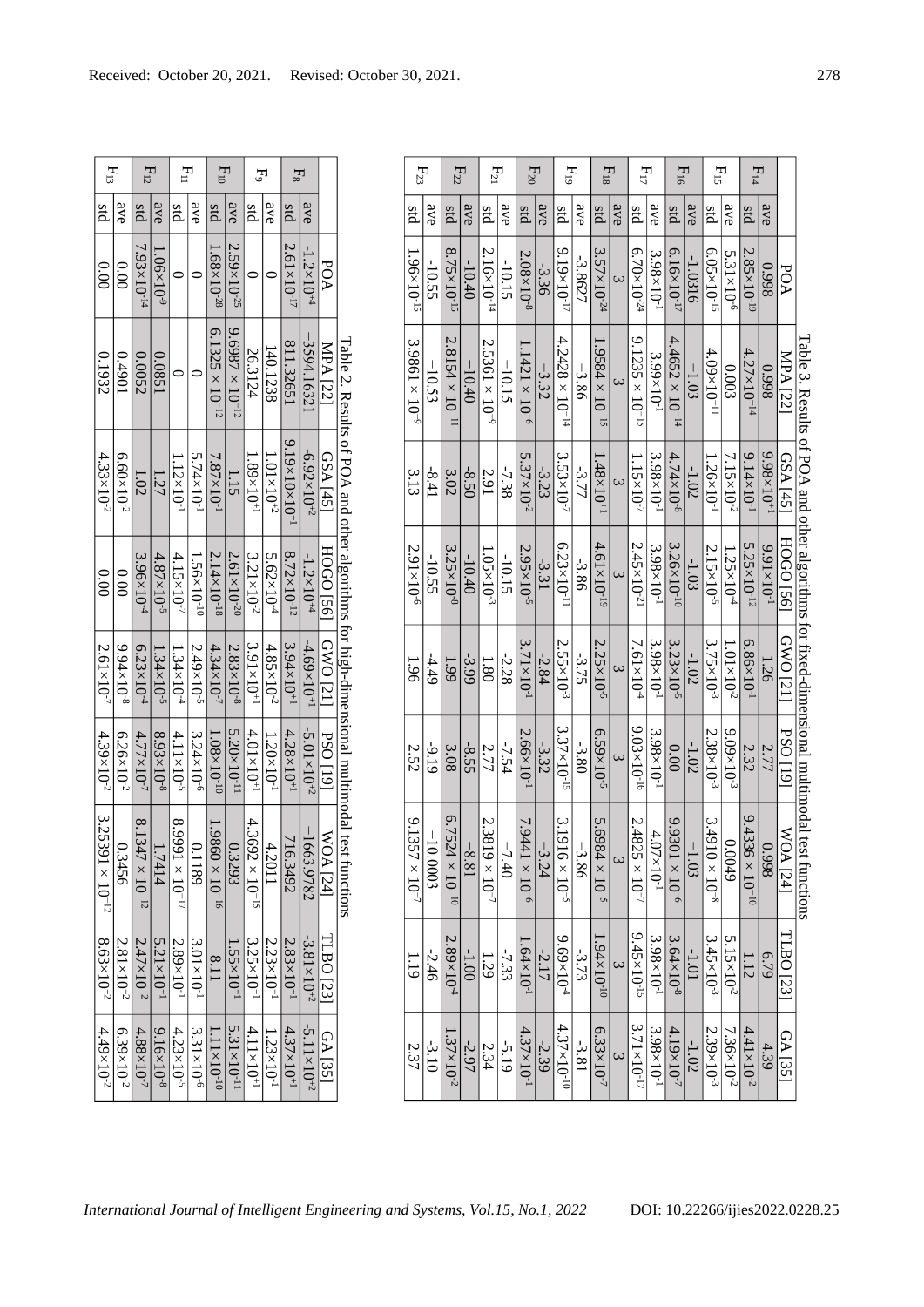Table 2. Results of POA and other algorithms for high-dimensional multimodal test functions

| | | POA | MPA [22] | GSA [45] | HOGO [56] | GWO [21] | PSO [19] | WOA [24] | TLBO [23] | GA [35] |
|---|---|---|---|---|---|---|---|---|---|---|
| $F_8$ | ave | $-1.2\times10^{+4}$ | $-3594.1632$ | $-6.92\times10^{+2}$ | $-1.2\times10^{+4}$ | $-4.69\times10^{+1}$ | $-5.01\times10^{+2}$ | $-1663.9782$ | $-3.81\times10^{+2}$ | $-5.11\times10^{+2}$ |
| | std | $2.61\times10^{-17}$ | 811.32651 | $9.19\times10\times10^{+1}$ | $8.72\times10^{-12}$ | $3.94\times10^{+1}$ | $4.28\times10^{+1}$ | 716.3492 | $2.83\times10^{+1}$ | $4.37\times10^{+1}$ |
| $F_9$ | ave | 0 | 140.1238 | $1.01\times10^{+2}$ | $5.62\times10^{-4}$ | $4.85\times10^{-2}$ | $1.20\times10^{-1}$ | 4.2011 | $2.23\times10^{+1}$ | $1.23\times10^{+1}$ |
| | std | 0 | 26.3124 | $1.89\times10^{+1}$ | $3.21\times10^{-2}$ | $3.91\times10^{+1}$ | $4.01\times10^{+1}$ | $4.3692\times10^{-15}$ | $3.25\times10^{+1}$ | $4.11\times10^{+1}$ |
| $F_{10}$ | ave | $2.59\times10^{-25}$ | $9.6987\times10^{-12}$ | 1.15 | $2.61\times10^{-20}$ | $2.83\times10^{-8}$ | $5.20\times10^{-11}$ | 0.3293 | $1.55\times10^{+1}$ | $5.31\times10^{-11}$ |
| | std | $1.68\times10^{-28}$ | $6.1325\times10^{-12}$ | $7.87\times10^{-1}$ | $2.14\times10^{-18}$ | $4.34\times10^{-7}$ | $1.08\times10^{-10}$ | $1.9860\times10^{-16}$ | 8.11 | $1.11\times10^{-10}$ |
| $F_{11}$ | ave | 0 | 0 | $5.74\times10^{-1}$ | $1.56\times10^{-10}$ | $2.49\times10^{-5}$ | $3.24\times10^{-6}$ | 0.1189 | $3.01\times10^{-1}$ | $3.31\times10^{-6}$ |
| | std | 0 | 0 | $1.12\times10^{-1}$ | $4.15\times10^{-7}$ | $1.34\times10^{-4}$ | $4.11\times10^{-5}$ | $8.9991\times10^{-17}$ | $2.89\times10^{-1}$ | $4.23\times10^{-5}$ |
| $F_{12}$ | ave | $1.06\times10^{-9}$ | 0.0851 | 1.27 | $4.87\times10^{-5}$ | $1.34\times10^{-5}$ | $8.93\times10^{-8}$ | 1.7414 | $5.21\times10^{+1}$ | $9.16\times10^{-8}$ |
| | std | $7.93\times10^{-14}$ | 0.0052 | 1.02 | $3.96\times10^{-4}$ | $6.23\times10^{-4}$ | $4.77\times10^{-7}$ | $8.1347\times10^{-12}$ | $2.47\times10^{+2}$ | $4.88\times10^{-7}$ |
| $F_{13}$ | ave | 0.00 | 0.4901 | $6.60\times10^{-2}$ | 0.00 | $9.94\times10^{-8}$ | $6.26\times10^{-2}$ | 0.3456 | $2.81\times10^{+2}$ | $6.39\times10^{-2}$ |
| | std | 0.00 | 0.1932 | $4.33\times10^{-2}$ | 0.00 | $2.61\times10^{-7}$ | $4.39\times10^{-2}$ | $3.25391\times10^{-12}$ | $8.63\times10^{+2}$ | $4.49\times10^{-2}$ |

Table 3. Results of POA and other algorithms for fixed-dimensional multimodal test functions

| | | POA | MPA [22] | GSA [45] | HOGO [56] | GWO [21] | PSO [19] | WOA [24] | TLBO [23] | GA [35] |
|---|---|---|---|---|---|---|---|---|---|---|
| $F_{14}$ | ave | 0.998 | 0.998 | $9.98\times10^{+1}$ | $9.91\times10^{-1}$ | 1.26 | 2.77 | 0.998 | 6.79 | 4.39 |
| | std | $2.85\times10^{-19}$ | $4.27\times10^{-14}$ | $9.14\times10^{-1}$ | $5.25\times10^{-12}$ | $6.86\times10^{-1}$ | 2.32 | $9.4336\times10^{-10}$ | 1.12 | $4.41\times10^{-2}$ |
| $F_{15}$ | ave | $5.31\times10^{-6}$ | 0.003 | $7.15\times10^{-2}$ | $1.25\times10^{-4}$ | $1.01\times10^{-2}$ | $9.09\times10^{-3}$ | 0.0049 | $5.15\times10^{-2}$ | $7.36\times10^{-2}$ |
| | std | $6.05\times10^{-15}$ | $4.09\times10^{-11}$ | $1.26\times10^{-1}$ | $2.15\times10^{-5}$ | $3.75\times10^{-3}$ | $2.38\times10^{-3}$ | $3.4910\times10^{-8}$ | $3.45\times10^{-3}$ | $2.39\times10^{-3}$ |
| $F_{16}$ | ave | -1.0316 | -1.03 | -1.02 | -1.03 | -1.02 | -1.02 | −1.03 | -1.01 | -1.02 |
| | std | $6.16\times10^{-17}$ | $4.4652\times10^{-14}$ | $4.74\times10^{-8}$ | $3.26\times10^{-10}$ | $3.23\times10^{-5}$ | 0.00 | $9.9301\times10^{-6}$ | $3.64\times10^{-8}$ | $4.19\times10^{-7}$ |
| $F_{17}$ | ave | $3.98\times10^{-1}$ | $3.99\times10^{-1}$ | $3.98\times10^{-1}$ | $3.98\times10^{-1}$ | $3.98\times10^{-1}$ | $3.98\times10^{-1}$ | $4.07\times10^{-1}$ | $3.98\times10^{-1}$ | $3.98\times10^{-1}$ |
| | std | $6.70\times10^{-24}$ | $9.1235\times10^{-15}$ | $1.15\times10^{-7}$ | $2.45\times10^{-21}$ | $7.61\times10^{-4}$ | $9.03\times10^{-16}$ | $2.4825\times10^{-7}$ | $9.45\times10^{-15}$ | $3.71\times10^{-17}$ |
| $F_{18}$ | ave | 3 | 3 | 3 | 3 | 3 | 3 | 3 | 3 | 3 |
| | std | $3.57\times10^{-24}$ | $1.9584\times10^{-15}$ | $1.48\times10^{+1}$ | $4.61\times10^{-19}$ | $2.25\times10^{-5}$ | $6.59\times10^{-5}$ | $5.6984\times10^{-5}$ | $1.94\times10^{-10}$ | $6.33\times10^{-7}$ |
| $F_{19}$ | ave | -3.8627 | −3.86 | -3.77 | -3.86 | -3.75 | -3.80 | −3.86 | -3.73 | -3.81 |
| | std | $9.19\times10^{-17}$ | $4.2428\times10^{-14}$ | $3.53\times10^{-7}$ | $6.23\times10^{-11}$ | $2.55\times10^{-3}$ | $3.37\times10^{-15}$ | $3.1916\times10^{-5}$ | $9.69\times10^{-4}$ | $4.37\times10^{-10}$ |
| $F_{20}$ | ave | -3.36 | −3.32 | -3.23 | -3.31 | -2.84 | -3.32 | −3.24 | -2.17 | -2.39 |
| | std | $2.08\times10^{-8}$ | $1.1421\times10^{-6}$ | $5.37\times10^{-2}$ | $2.95\times10^{-5}$ | $3.71\times10^{-1}$ | $2.66\times10^{-1}$ | $7.9441\times10^{-6}$ | $1.64\times10^{-1}$ | $4.37\times10^{-1}$ |
| $F_{21}$ | ave | -10.15 | −10.15 | -7.38 | -10.15 | -2.28 | -7.54 | −7.40 | -7.33 | -5.19 |
| | std | $2.16\times10^{-14}$ | $2.5361\times10^{-9}$ | 2.91 | $1.05\times10^{-3}$ | 1.80 | 2.77 | $2.3819\times10^{-7}$ | 1.29 | 2.34 |
| $F_{22}$ | ave | -10.40 | −10.40 | -8.50 | -10.40 | -3.99 | -8.55 | −8.81 | -1.00 | -2.97 |
| | std | $8.75\times10^{-15}$ | $2.8154\times10^{-11}$ | 3.02 | $3.25\times10^{-8}$ | 1.99 | 3.08 | $6.7524\times10^{-10}$ | $2.89\times10^{-4}$ | $1.37\times10^{-2}$ |
| $F_{23}$ | ave | -10.55 | −10.53 | -8.41 | -10.55 | -4.49 | -9.19 | −10.0003 | -2.46 | -3.10 |
| | std | $1.96\times10^{-15}$ | $3.9861\times10^{-9}$ | 3.13 | $2.91\times10^{-6}$ | 1.96 | 2.52 | $9.1357\times10^{-7}$ | 1.19 | 2.37 |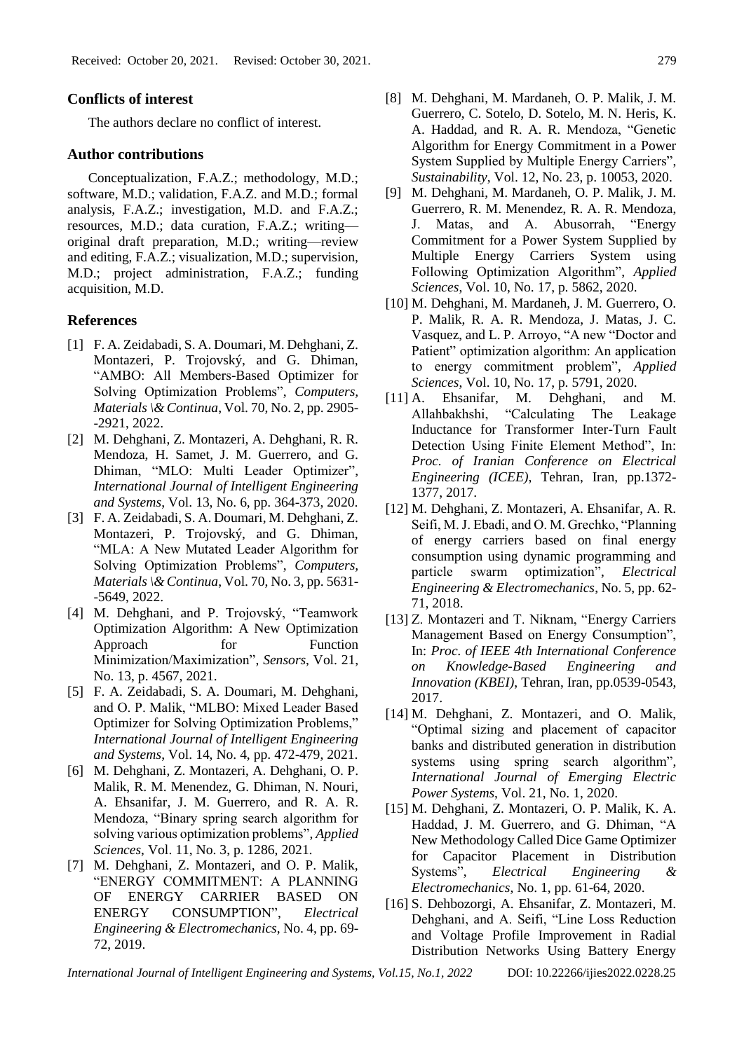## Conflicts of interest

The authors declare no conflict of interest.

## Author contributions

Conceptualization, F.A.Z.; methodology, M.D.; software, M.D.; validation, F.A.Z. and M.D.; formal analysis, F.A.Z.; investigation, M.D. and F.A.Z.; resources, M.D.; data curation, F.A.Z.; writing—original draft preparation, M.D.; writing—review and editing, F.A.Z.; visualization, M.D.; supervision, M.D.; project administration, F.A.Z.; funding acquisition, M.D.

## References

[1] F. A. Zeidabadi, S. A. Doumari, M. Dehghani, Z. Montazeri, P. Trojovský, and G. Dhiman, "AMBO: All Members-Based Optimizer for Solving Optimization Problems", *Computers, Materials \& Continua*, Vol. 70, No. 2, pp. 2905--2921, 2022.

[2] M. Dehghani, Z. Montazeri, A. Dehghani, R. R. Mendoza, H. Samet, J. M. Guerrero, and G. Dhiman, "MLO: Multi Leader Optimizer", *International Journal of Intelligent Engineering and Systems*, Vol. 13, No. 6, pp. 364-373, 2020.

[3] F. A. Zeidabadi, S. A. Doumari, M. Dehghani, Z. Montazeri, P. Trojovský, and G. Dhiman, "MLA: A New Mutated Leader Algorithm for Solving Optimization Problems", *Computers, Materials \& Continua*, Vol. 70, No. 3, pp. 5631--5649, 2022.

[4] M. Dehghani, and P. Trojovský, "Teamwork Optimization Algorithm: A New Optimization Approach for Function Minimization/Maximization", *Sensors*, Vol. 21, No. 13, p. 4567, 2021.

[5] F. A. Zeidabadi, S. A. Doumari, M. Dehghani, and O. P. Malik, "MLBO: Mixed Leader Based Optimizer for Solving Optimization Problems," *International Journal of Intelligent Engineering and Systems*, Vol. 14, No. 4, pp. 472-479, 2021.

[6] M. Dehghani, Z. Montazeri, A. Dehghani, O. P. Malik, R. M. Menendez, G. Dhiman, N. Nouri, A. Ehsanifar, J. M. Guerrero, and R. A. R. Mendoza, "Binary spring search algorithm for solving various optimization problems", *Applied Sciences*, Vol. 11, No. 3, p. 1286, 2021.

[7] M. Dehghani, Z. Montazeri, and O. P. Malik, "ENERGY COMMITMENT: A PLANNING OF ENERGY CARRIER BASED ON ENERGY CONSUMPTION", *Electrical Engineering & Electromechanics*, No. 4, pp. 69-72, 2019.

[8] M. Dehghani, M. Mardaneh, O. P. Malik, J. M. Guerrero, C. Sotelo, D. Sotelo, M. N. Heris, K. A. Haddad, and R. A. R. Mendoza, "Genetic Algorithm for Energy Commitment in a Power System Supplied by Multiple Energy Carriers", *Sustainability*, Vol. 12, No. 23, p. 10053, 2020.

[9] M. Dehghani, M. Mardaneh, O. P. Malik, J. M. Guerrero, R. M. Menendez, R. A. R. Mendoza, J. Matas, and A. Abusorrah, "Energy Commitment for a Power System Supplied by Multiple Energy Carriers System using Following Optimization Algorithm", *Applied Sciences*, Vol. 10, No. 17, p. 5862, 2020.

[10] M. Dehghani, M. Mardaneh, J. M. Guerrero, O. P. Malik, R. A. R. Mendoza, J. Matas, J. C. Vasquez, and L. P. Arroyo, "A new "Doctor and Patient" optimization algorithm: An application to energy commitment problem", *Applied Sciences*, Vol. 10, No. 17, p. 5791, 2020.

[11] A. Ehsanifar, M. Dehghani, and M. Allahbakhshi, "Calculating The Leakage Inductance for Transformer Inter-Turn Fault Detection Using Finite Element Method", In: *Proc. of Iranian Conference on Electrical Engineering (ICEE)*, Tehran, Iran, pp.1372-1377, 2017.

[12] M. Dehghani, Z. Montazeri, A. Ehsanifar, A. R. Seifi, M. J. Ebadi, and O. M. Grechko, "Planning of energy carriers based on final energy consumption using dynamic programming and particle swarm optimization", *Electrical Engineering & Electromechanics*, No. 5, pp. 62-71, 2018.

[13] Z. Montazeri and T. Niknam, "Energy Carriers Management Based on Energy Consumption", In: *Proc. of IEEE 4th International Conference on Knowledge-Based Engineering and Innovation (KBEI)*, Tehran, Iran, pp.0539-0543, 2017.

[14] M. Dehghani, Z. Montazeri, and O. Malik, "Optimal sizing and placement of capacitor banks and distributed generation in distribution systems using spring search algorithm", *International Journal of Emerging Electric Power Systems*, Vol. 21, No. 1, 2020.

[15] M. Dehghani, Z. Montazeri, O. P. Malik, K. A. Haddad, J. M. Guerrero, and G. Dhiman, "A New Methodology Called Dice Game Optimizer for Capacitor Placement in Distribution Systems", *Electrical Engineering & Electromechanics*, No. 1, pp. 61-64, 2020.

[16] S. Dehbozorgi, A. Ehsanifar, Z. Montazeri, M. Dehghani, and A. Seifi, "Line Loss Reduction and Voltage Profile Improvement in Radial Distribution Networks Using Battery Energy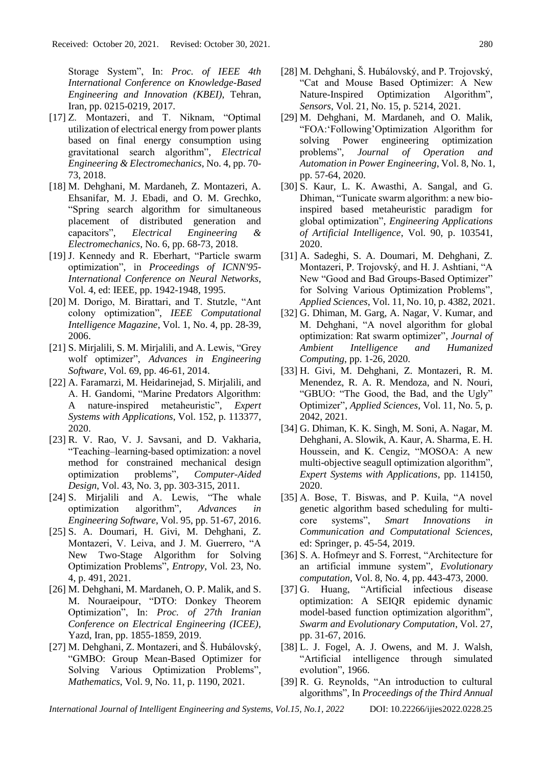Storage System", In: *Proc. of IEEE 4th International Conference on Knowledge-Based Engineering and Innovation (KBEI)*, Tehran, Iran, pp. 0215-0219, 2017.

[17] Z. Montazeri, and T. Niknam, "Optimal utilization of electrical energy from power plants based on final energy consumption using gravitational search algorithm", *Electrical Engineering & Electromechanics*, No. 4, pp. 70-73, 2018.

[18] M. Dehghani, M. Mardaneh, Z. Montazeri, A. Ehsanifar, M. J. Ebadi, and O. M. Grechko, "Spring search algorithm for simultaneous placement of distributed generation and capacitors", *Electrical Engineering & Electromechanics*, No. 6, pp. 68-73, 2018.

[19] J. Kennedy and R. Eberhart, "Particle swarm optimization", in *Proceedings of ICNN'95-International Conference on Neural Networks*, Vol. 4, ed: IEEE, pp. 1942-1948, 1995.

[20] M. Dorigo, M. Birattari, and T. Stutzle, "Ant colony optimization", *IEEE Computational Intelligence Magazine*, Vol. 1, No. 4, pp. 28-39, 2006.

[21] S. Mirjalili, S. M. Mirjalili, and A. Lewis, "Grey wolf optimizer", *Advances in Engineering Software*, Vol. 69, pp. 46-61, 2014.

[22] A. Faramarzi, M. Heidarinejad, S. Mirjalili, and A. H. Gandomi, "Marine Predators Algorithm: A nature-inspired metaheuristic", *Expert Systems with Applications*, Vol. 152, p. 113377, 2020.

[23] R. V. Rao, V. J. Savsani, and D. Vakharia, "Teaching–learning-based optimization: a novel method for constrained mechanical design optimization problems", *Computer-Aided Design*, Vol. 43, No. 3, pp. 303-315, 2011.

[24] S. Mirjalili and A. Lewis, "The whale optimization algorithm", *Advances in Engineering Software*, Vol. 95, pp. 51-67, 2016.

[25] S. A. Doumari, H. Givi, M. Dehghani, Z. Montazeri, V. Leiva, and J. M. Guerrero, "A New Two-Stage Algorithm for Solving Optimization Problems", *Entropy*, Vol. 23, No. 4, p. 491, 2021.

[26] M. Dehghani, M. Mardaneh, O. P. Malik, and S. M. Nouraeipour, "DTO: Donkey Theorem Optimization", In: *Proc. of 27th Iranian Conference on Electrical Engineering (ICEE)*, Yazd, Iran, pp. 1855-1859, 2019.

[27] M. Dehghani, Z. Montazeri, and Š. Hubálovský, "GMBO: Group Mean-Based Optimizer for Solving Various Optimization Problems", *Mathematics*, Vol. 9, No. 11, p. 1190, 2021.

[28] M. Dehghani, Š. Hubálovský, and P. Trojovský, "Cat and Mouse Based Optimizer: A New Nature-Inspired Optimization Algorithm", *Sensors*, Vol. 21, No. 15, p. 5214, 2021.

[29] M. Dehghani, M. Mardaneh, and O. Malik, "FOA:'Following'Optimization Algorithm for solving Power engineering optimization problems", *Journal of Operation and Automation in Power Engineering*, Vol. 8, No. 1, pp. 57-64, 2020.

[30] S. Kaur, L. K. Awasthi, A. Sangal, and G. Dhiman, "Tunicate swarm algorithm: a new bio-inspired based metaheuristic paradigm for global optimization", *Engineering Applications of Artificial Intelligence*, Vol. 90, p. 103541, 2020.

[31] A. Sadeghi, S. A. Doumari, M. Dehghani, Z. Montazeri, P. Trojovský, and H. J. Ashtiani, "A New "Good and Bad Groups-Based Optimizer" for Solving Various Optimization Problems", *Applied Sciences*, Vol. 11, No. 10, p. 4382, 2021.

[32] G. Dhiman, M. Garg, A. Nagar, V. Kumar, and M. Dehghani, "A novel algorithm for global optimization: Rat swarm optimizer", *Journal of Ambient Intelligence and Humanized Computing*, pp. 1-26, 2020.

[33] H. Givi, M. Dehghani, Z. Montazeri, R. M. Menendez, R. A. R. Mendoza, and N. Nouri, "GBUO: "The Good, the Bad, and the Ugly" Optimizer", *Applied Sciences*, Vol. 11, No. 5, p. 2042, 2021.

[34] G. Dhiman, K. K. Singh, M. Soni, A. Nagar, M. Dehghani, A. Slowik, A. Kaur, A. Sharma, E. H. Houssein, and K. Cengiz, "MOSOA: A new multi-objective seagull optimization algorithm", *Expert Systems with Applications*, pp. 114150, 2020.

[35] A. Bose, T. Biswas, and P. Kuila, "A novel genetic algorithm based scheduling for multi-core systems", *Smart Innovations in Communication and Computational Sciences*, ed: Springer, p. 45-54, 2019.

[36] S. A. Hofmeyr and S. Forrest, "Architecture for an artificial immune system", *Evolutionary computation*, Vol. 8, No. 4, pp. 443-473, 2000.

[37] G. Huang, "Artificial infectious disease optimization: A SEIQR epidemic dynamic model-based function optimization algorithm", *Swarm and Evolutionary Computation*, Vol. 27, pp. 31-67, 2016.

[38] L. J. Fogel, A. J. Owens, and M. J. Walsh, "Artificial intelligence through simulated evolution", 1966.

[39] R. G. Reynolds, "An introduction to cultural algorithms", In *Proceedings of the Third Annual*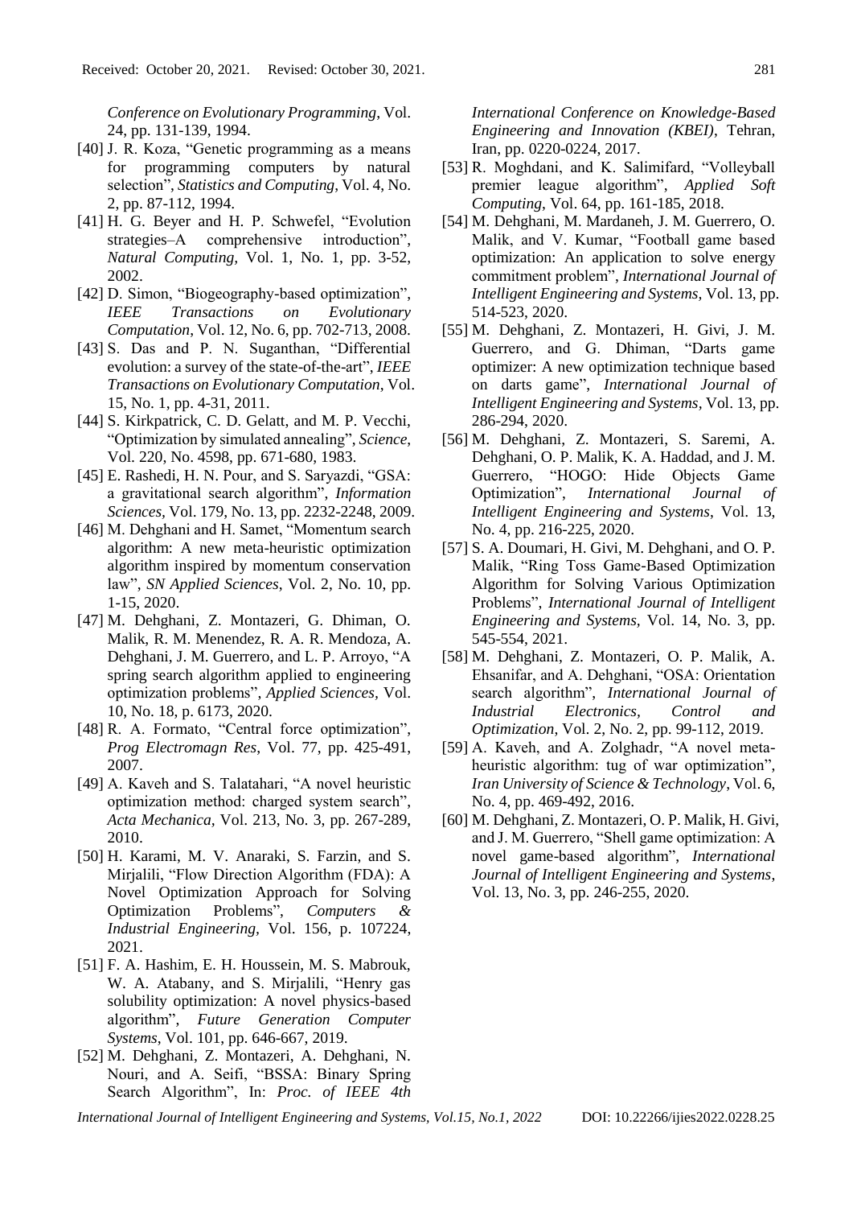*Conference on Evolutionary Programming*, Vol. 24, pp. 131-139, 1994.

[40] J. R. Koza, "Genetic programming as a means for programming computers by natural selection", *Statistics and Computing*, Vol. 4, No. 2, pp. 87-112, 1994.

[41] H. G. Beyer and H. P. Schwefel, "Evolution strategies–A comprehensive introduction", *Natural Computing*, Vol. 1, No. 1, pp. 3-52, 2002.

[42] D. Simon, "Biogeography-based optimization", *IEEE Transactions on Evolutionary Computation*, Vol. 12, No. 6, pp. 702-713, 2008.

[43] S. Das and P. N. Suganthan, "Differential evolution: a survey of the state-of-the-art", *IEEE Transactions on Evolutionary Computation*, Vol. 15, No. 1, pp. 4-31, 2011.

[44] S. Kirkpatrick, C. D. Gelatt, and M. P. Vecchi, "Optimization by simulated annealing", *Science*, Vol. 220, No. 4598, pp. 671-680, 1983.

[45] E. Rashedi, H. N. Pour, and S. Saryazdi, "GSA: a gravitational search algorithm", *Information Sciences*, Vol. 179, No. 13, pp. 2232-2248, 2009.

[46] M. Dehghani and H. Samet, "Momentum search algorithm: A new meta-heuristic optimization algorithm inspired by momentum conservation law", *SN Applied Sciences*, Vol. 2, No. 10, pp. 1-15, 2020.

[47] M. Dehghani, Z. Montazeri, G. Dhiman, O. Malik, R. M. Menendez, R. A. R. Mendoza, A. Dehghani, J. M. Guerrero, and L. P. Arroyo, "A spring search algorithm applied to engineering optimization problems", *Applied Sciences*, Vol. 10, No. 18, p. 6173, 2020.

[48] R. A. Formato, "Central force optimization", *Prog Electromagn Res*, Vol. 77, pp. 425-491, 2007.

[49] A. Kaveh and S. Talatahari, "A novel heuristic optimization method: charged system search", *Acta Mechanica*, Vol. 213, No. 3, pp. 267-289, 2010.

[50] H. Karami, M. V. Anaraki, S. Farzin, and S. Mirjalili, "Flow Direction Algorithm (FDA): A Novel Optimization Approach for Solving Optimization Problems", *Computers & Industrial Engineering*, Vol. 156, p. 107224, 2021.

[51] F. A. Hashim, E. H. Houssein, M. S. Mabrouk, W. A. Atabany, and S. Mirjalili, "Henry gas solubility optimization: A novel physics-based algorithm", *Future Generation Computer Systems*, Vol. 101, pp. 646-667, 2019.

[52] M. Dehghani, Z. Montazeri, A. Dehghani, N. Nouri, and A. Seifi, "BSSA: Binary Spring Search Algorithm", In: *Proc. of IEEE 4th International Conference on Knowledge-Based Engineering and Innovation (KBEI)*, Tehran, Iran, pp. 0220-0224, 2017.

[53] R. Moghdani, and K. Salimifard, "Volleyball premier league algorithm", *Applied Soft Computing*, Vol. 64, pp. 161-185, 2018.

[54] M. Dehghani, M. Mardaneh, J. M. Guerrero, O. Malik, and V. Kumar, "Football game based optimization: An application to solve energy commitment problem", *International Journal of Intelligent Engineering and Systems*, Vol. 13, pp. 514-523, 2020.

[55] M. Dehghani, Z. Montazeri, H. Givi, J. M. Guerrero, and G. Dhiman, "Darts game optimizer: A new optimization technique based on darts game", *International Journal of Intelligent Engineering and Systems*, Vol. 13, pp. 286-294, 2020.

[56] M. Dehghani, Z. Montazeri, S. Saremi, A. Dehghani, O. P. Malik, K. A. Haddad, and J. M. Guerrero, "HOGO: Hide Objects Game Optimization", *International Journal of Intelligent Engineering and Systems*, Vol. 13, No. 4, pp. 216-225, 2020.

[57] S. A. Doumari, H. Givi, M. Dehghani, and O. P. Malik, "Ring Toss Game-Based Optimization Algorithm for Solving Various Optimization Problems", *International Journal of Intelligent Engineering and Systems*, Vol. 14, No. 3, pp. 545-554, 2021.

[58] M. Dehghani, Z. Montazeri, O. P. Malik, A. Ehsanifar, and A. Dehghani, "OSA: Orientation search algorithm", *International Journal of Industrial Electronics, Control and Optimization*, Vol. 2, No. 2, pp. 99-112, 2019.

[59] A. Kaveh, and A. Zolghadr, "A novel meta-heuristic algorithm: tug of war optimization", *Iran University of Science & Technology*, Vol. 6, No. 4, pp. 469-492, 2016.

[60] M. Dehghani, Z. Montazeri, O. P. Malik, H. Givi, and J. M. Guerrero, "Shell game optimization: A novel game-based algorithm", *International Journal of Intelligent Engineering and Systems*, Vol. 13, No. 3, pp. 246-255, 2020.